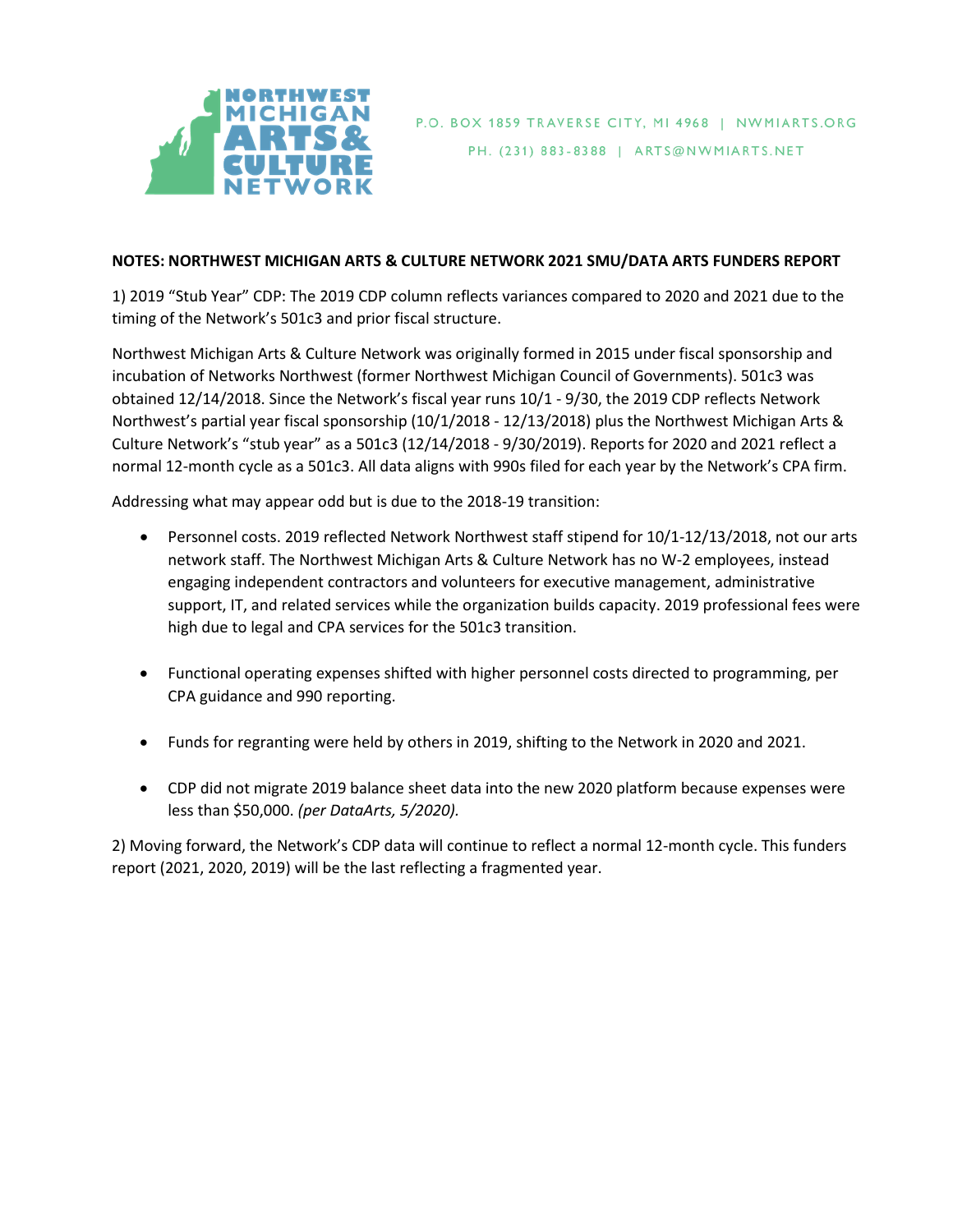NORTHWEST MICHIGAN ARTS & CULTURE NETWORK

P.O. BOX 1859 TRAVERSE CITY, MI 4968 | NWMIARTS.ORG

PH. (231) 883-8388 | ARTS@NWMIARTS.NET

**NOTES: NORTHWEST MICHIGAN ARTS & CULTURE NETWORK 2021 SMU/DATA ARTS FUNDERS REPORT**

1) 2019 "Stub Year" CDP: The 2019 CDP column reflects variances compared to 2020 and 2021 due to the timing of the Network's 501c3 and prior fiscal structure.

Northwest Michigan Arts & Culture Network was originally formed in 2015 under fiscal sponsorship and incubation of Networks Northwest (former Northwest Michigan Council of Governments). 501c3 was obtained 12/14/2018. Since the Network's fiscal year runs 10/1 - 9/30, the 2019 CDP reflects Network Northwest's partial year fiscal sponsorship (10/1/2018 - 12/13/2018) plus the Northwest Michigan Arts & Culture Network's "stub year" as a 501c3 (12/14/2018 - 9/30/2019). Reports for 2020 and 2021 reflect a normal 12-month cycle as a 501c3. All data aligns with 990s filed for each year by the Network's CPA firm.

Addressing what may appear odd but is due to the 2018-19 transition:

- Personnel costs. 2019 reflected Network Northwest staff stipend for 10/1-12/13/2018, not our arts network staff. The Northwest Michigan Arts & Culture Network has no W-2 employees, instead engaging independent contractors and volunteers for executive management, administrative support, IT, and related services while the organization builds capacity. 2019 professional fees were high due to legal and CPA services for the 501c3 transition.

- Functional operating expenses shifted with higher personnel costs directed to programming, per CPA guidance and 990 reporting.

- Funds for regranting were held by others in 2019, shifting to the Network in 2020 and 2021.

- CDP did not migrate 2019 balance sheet data into the new 2020 platform because expenses were less than $50,000. *(per DataArts, 5/2020).*

2) Moving forward, the Network's CDP data will continue to reflect a normal 12-month cycle. This funders report (2021, 2020, 2019) will be the last reflecting a fragmented year.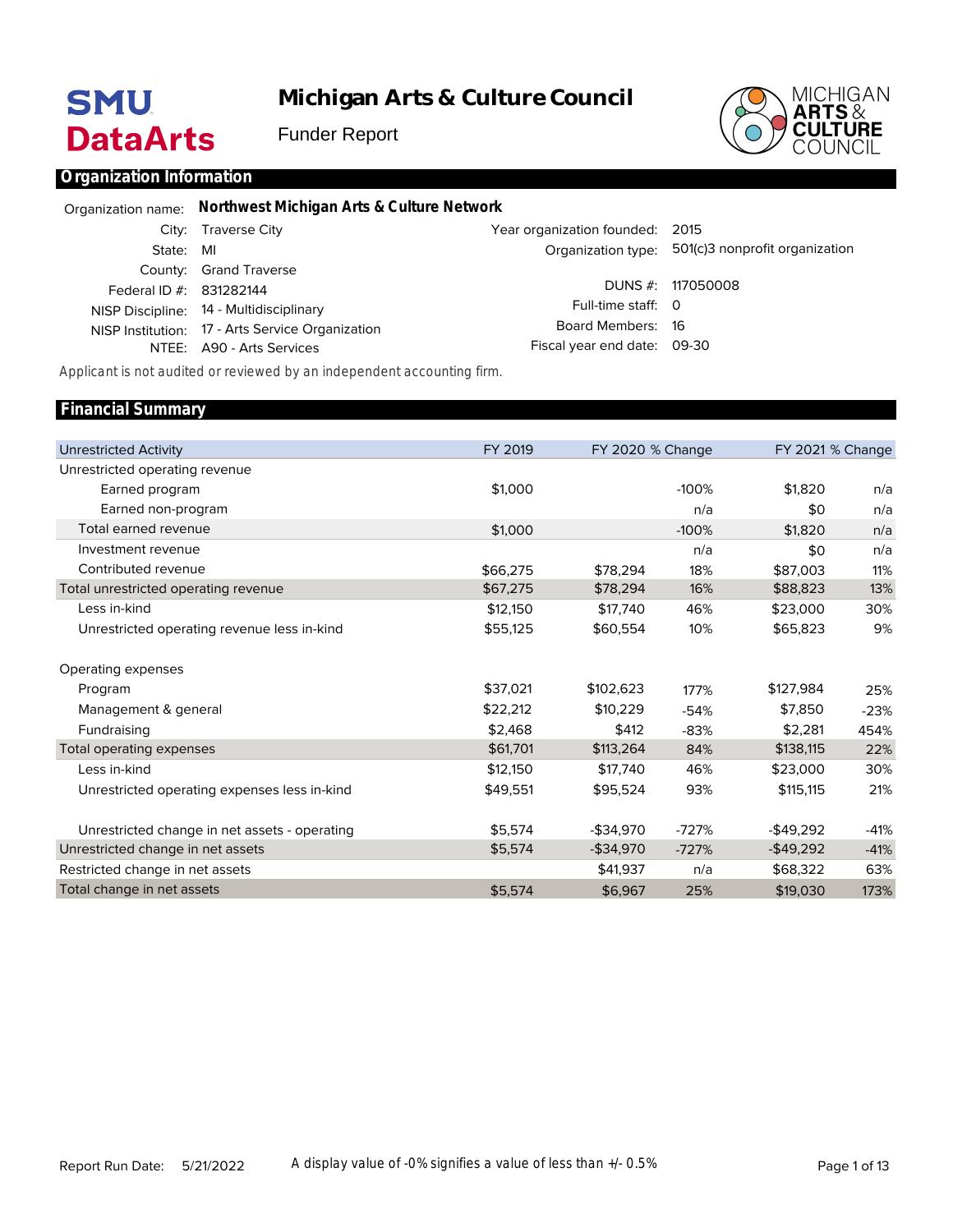# Michigan Arts & Culture Council

Funder Report

## Organization Information

| | | | |
|---|---|---|---|
| Organization name: | **Northwest Michigan Arts & Culture Network** | | |
| City: | Traverse City | Year organization founded: | 2015 |
| State: | MI | Organization type: | 501(c)3 nonprofit organization |
| County: | Grand Traverse | | |
| Federal ID #: | 831282144 | DUNS #: | 117050008 |
| NISP Discipline: | 14 - Multidisciplinary | Full-time staff: | 0 |
| NISP Institution: | 17 - Arts Service Organization | Board Members: | 16 |
| NTEE: | A90 - Arts Services | Fiscal year end date: | 09-30 |

*Applicant is not audited or reviewed by an independent accounting firm.*

## Financial Summary

| Unrestricted Activity | FY 2019 | FY 2020 | % Change | FY 2021 | % Change |
|---|---|---|---|---|---|
| Unrestricted operating revenue | | | | | |
| Earned program | $1,000 | | -100% | $1,820 | n/a |
| Earned non-program | | | n/a | $0 | n/a |
| Total earned revenue | $1,000 | | -100% | $1,820 | n/a |
| Investment revenue | | | n/a | $0 | n/a |
| Contributed revenue | $66,275 | $78,294 | 18% | $87,003 | 11% |
| Total unrestricted operating revenue | $67,275 | $78,294 | 16% | $88,823 | 13% |
| Less in-kind | $12,150 | $17,740 | 46% | $23,000 | 30% |
| Unrestricted operating revenue less in-kind | $55,125 | $60,554 | 10% | $65,823 | 9% |
| Operating expenses | | | | | |
| Program | $37,021 | $102,623 | 177% | $127,984 | 25% |
| Management & general | $22,212 | $10,229 | -54% | $7,850 | -23% |
| Fundraising | $2,468 | $412 | -83% | $2,281 | 454% |
| Total operating expenses | $61,701 | $113,264 | 84% | $138,115 | 22% |
| Less in-kind | $12,150 | $17,740 | 46% | $23,000 | 30% |
| Unrestricted operating expenses less in-kind | $49,551 | $95,524 | 93% | $115,115 | 21% |
| Unrestricted change in net assets - operating | $5,574 | -$34,970 | -727% | -$49,292 | -41% |
| Unrestricted change in net assets | $5,574 | -$34,970 | -727% | -$49,292 | -41% |
| Restricted change in net assets | | $41,937 | n/a | $68,322 | 63% |
| Total change in net assets | $5,574 | $6,967 | 25% | $19,030 | 173% |

Report Run Date: 5/21/2022

A display value of -0% signifies a value of less than +/- 0.5%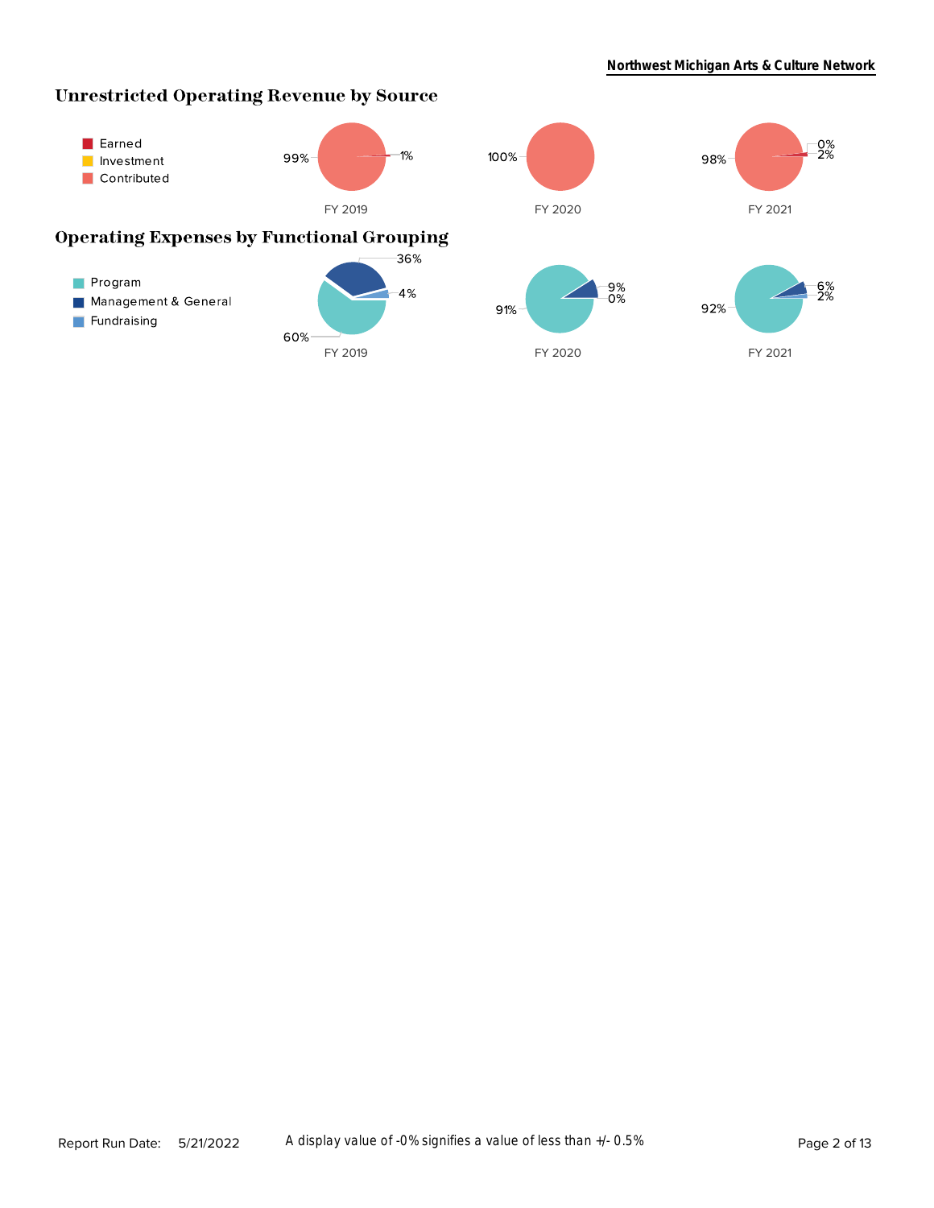## Unrestricted Operating Revenue by Source

Earned
Investment
Contributed

99%
1%
FY 2019

100%
FY 2020

98%
0%
2%
FY 2021

## Operating Expenses by Functional Grouping

Program
Management & General
Fundraising

36%
4%
60%
FY 2019

91%
9%
0%
FY 2020

92%
6%
2%
FY 2021

A display value of -0% signifies a value of less than +/- 0.5%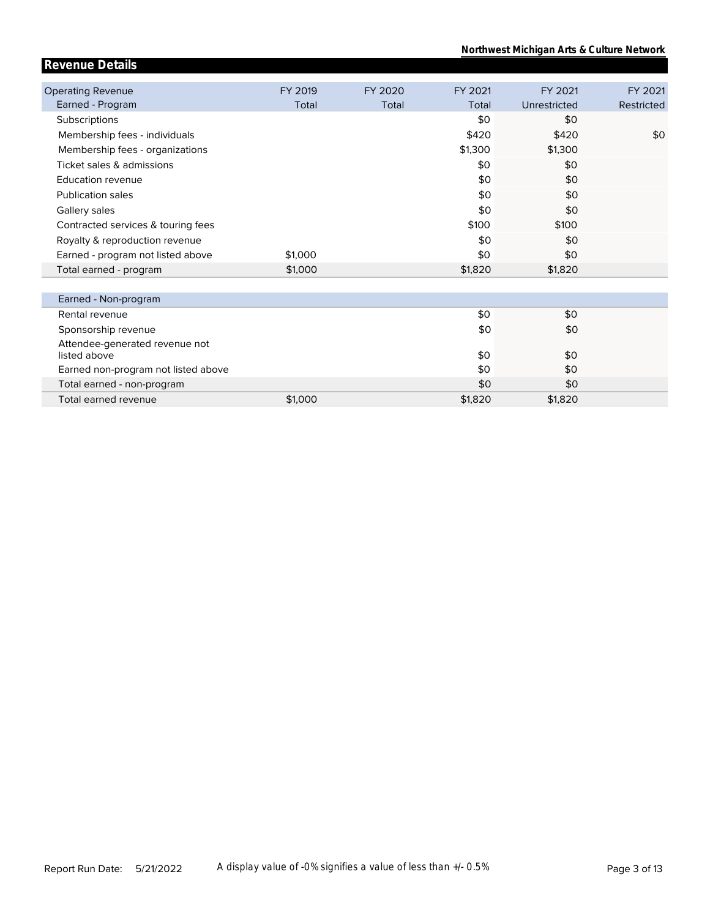## Revenue Details

| Operating Revenue<br>Earned - Program | FY 2019<br>Total | FY 2020<br>Total | FY 2021<br>Total | FY 2021<br>Unrestricted | FY 2021<br>Restricted |
|---|---|---|---|---|---|
| Subscriptions | | | $0 | $0 | |
| Membership fees - individuals | | | $420 | $420 | $0 |
| Membership fees - organizations | | | $1,300 | $1,300 | |
| Ticket sales & admissions | | | $0 | $0 | |
| Education revenue | | | $0 | $0 | |
| Publication sales | | | $0 | $0 | |
| Gallery sales | | | $0 | $0 | |
| Contracted services & touring fees | | | $100 | $100 | |
| Royalty & reproduction revenue | | | $0 | $0 | |
| Earned - program not listed above | $1,000 | | $0 | $0 | |
| Total earned - program | $1,000 | | $1,820 | $1,820 | |
| **Earned - Non-program** | | | | | |
| Rental revenue | | | $0 | $0 | |
| Sponsorship revenue | | | $0 | $0 | |
| Attendee-generated revenue not listed above | | | $0 | $0 | |
| Earned non-program not listed above | | | $0 | $0 | |
| Total earned - non-program | | | $0 | $0 | |
| Total earned revenue | $1,000 | | $1,820 | $1,820 | |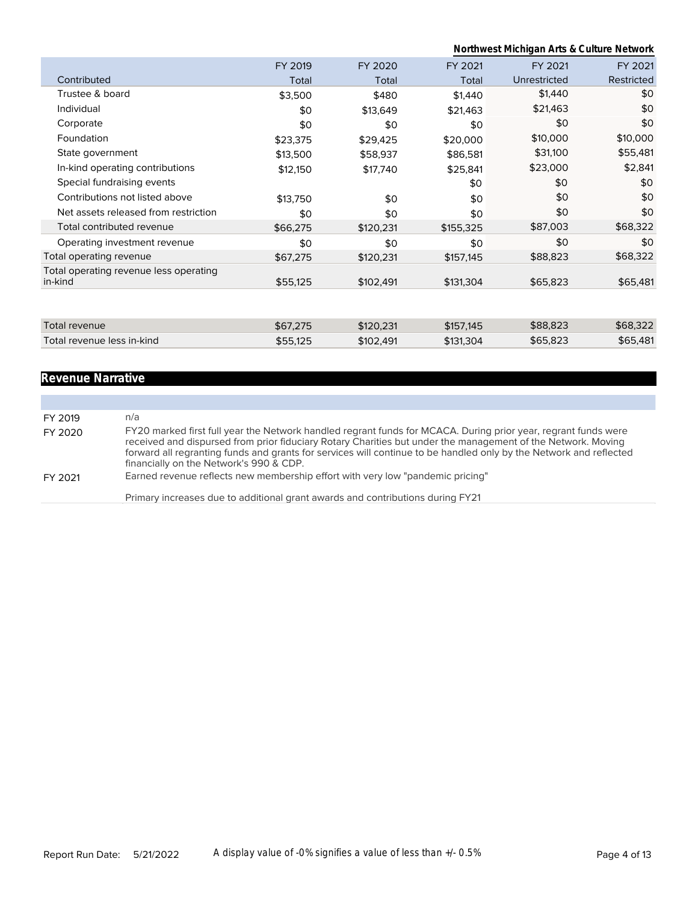**Northwest Michigan Arts & Culture Network**

| Contributed | FY 2019 Total | FY 2020 Total | FY 2021 Total | FY 2021 Unrestricted | FY 2021 Restricted |
|---|---|---|---|---|---|
| Trustee & board | $3,500 | $480 | $1,440 | $1,440 | $0 |
| Individual | $0 | $13,649 | $21,463 | $21,463 | $0 |
| Corporate | $0 | $0 | $0 | $0 | $0 |
| Foundation | $23,375 | $29,425 | $20,000 | $10,000 | $10,000 |
| State government | $13,500 | $58,937 | $86,581 | $31,100 | $55,481 |
| In-kind operating contributions | $12,150 | $17,740 | $25,841 | $23,000 | $2,841 |
| Special fundraising events | | | $0 | $0 | $0 |
| Contributions not listed above | $13,750 | $0 | $0 | $0 | $0 |
| Net assets released from restriction | $0 | $0 | $0 | $0 | $0 |
| Total contributed revenue | $66,275 | $120,231 | $155,325 | $87,003 | $68,322 |
| Operating investment revenue | $0 | $0 | $0 | $0 | $0 |
| Total operating revenue | $67,275 | $120,231 | $157,145 | $88,823 | $68,322 |
| Total operating revenue less operating in-kind | $55,125 | $102,491 | $131,304 | $65,823 | $65,481 |
| Total revenue | $67,275 | $120,231 | $157,145 | $88,823 | $68,322 |
| Total revenue less in-kind | $55,125 | $102,491 | $131,304 | $65,823 | $65,481 |

## Revenue Narrative

| | |
|---|---|
| FY 2019 | n/a |
| FY 2020 | FY20 marked first full year the Network handled regrant funds for MCACA. During prior year, regrant funds were received and dispursed from prior fiduciary Rotary Charities but under the management of the Network. Moving forward all regranting funds and grants for services will continue to be handled only by the Network and reflected financially on the Network's 990 & CDP. |
| FY 2021 | Earned revenue reflects new membership effort with very low "pandemic pricing"<br><br>Primary increases due to additional grant awards and contributions during FY21 |

A display value of -0% signifies a value of less than +/- 0.5%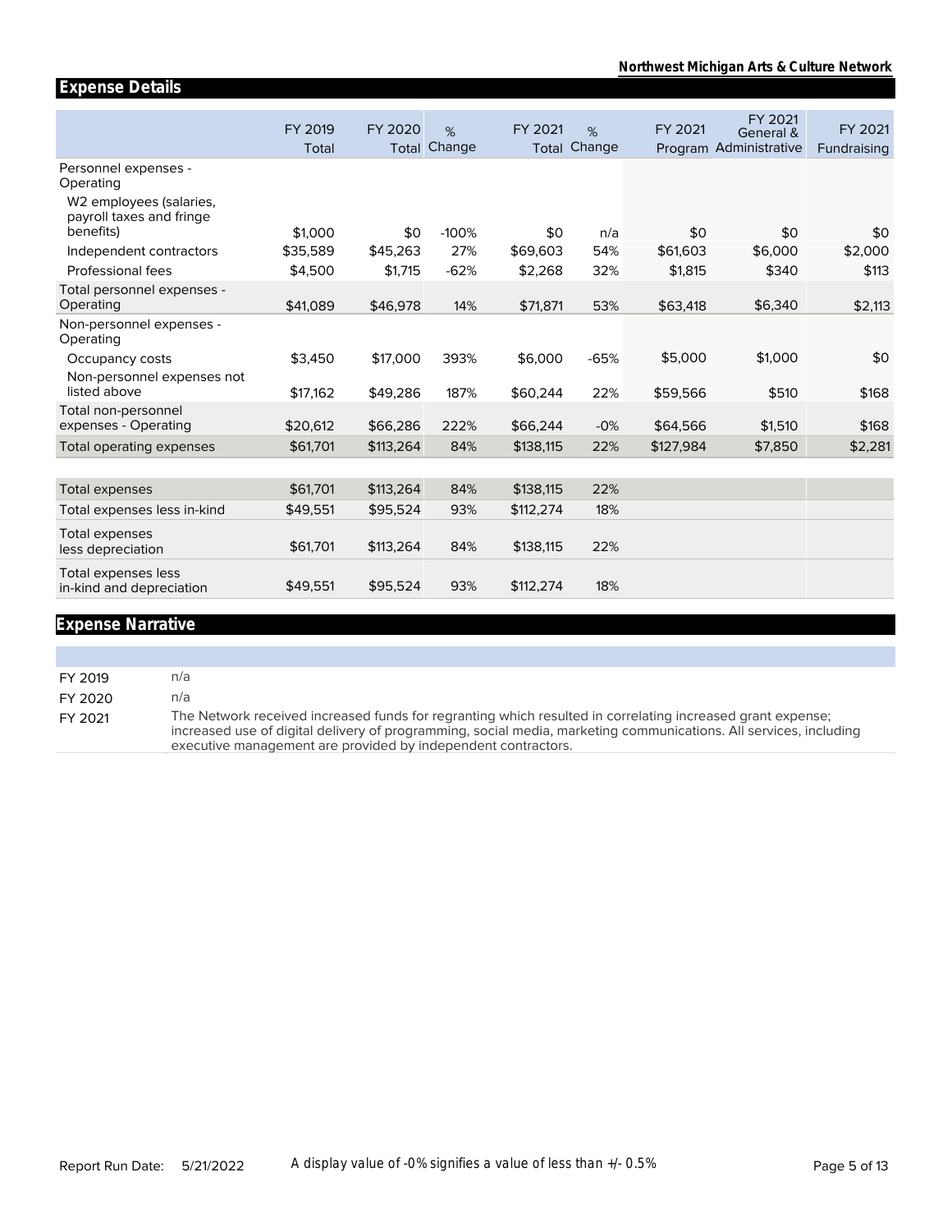## Expense Details

| | FY 2019 Total | FY 2020 Total | % Change | FY 2021 Total | % Change | FY 2021 Program | FY 2021 General & Administrative | FY 2021 Fundraising |
|---|---|---|---|---|---|---|---|---|
| Personnel expenses - Operating | | | | | | | | |
| W2 employees (salaries, payroll taxes and fringe benefits) | $1,000 | $0 | -100% | $0 | n/a | $0 | $0 | $0 |
| Independent contractors | $35,589 | $45,263 | 27% | $69,603 | 54% | $61,603 | $6,000 | $2,000 |
| Professional fees | $4,500 | $1,715 | -62% | $2,268 | 32% | $1,815 | $340 | $113 |
| Total personnel expenses - Operating | $41,089 | $46,978 | 14% | $71,871 | 53% | $63,418 | $6,340 | $2,113 |
| Non-personnel expenses - Operating | | | | | | | | |
| Occupancy costs | $3,450 | $17,000 | 393% | $6,000 | -65% | $5,000 | $1,000 | $0 |
| Non-personnel expenses not listed above | $17,162 | $49,286 | 187% | $60,244 | 22% | $59,566 | $510 | $168 |
| Total non-personnel expenses - Operating | $20,612 | $66,286 | 222% | $66,244 | -0% | $64,566 | $1,510 | $168 |
| Total operating expenses | $61,701 | $113,264 | 84% | $138,115 | 22% | $127,984 | $7,850 | $2,281 |
| | | | | | | | | |
| Total expenses | $61,701 | $113,264 | 84% | $138,115 | 22% | | | |
| Total expenses less in-kind | $49,551 | $95,524 | 93% | $112,274 | 18% | | | |
| Total expenses less depreciation | $61,701 | $113,264 | 84% | $138,115 | 22% | | | |
| Total expenses less in-kind and depreciation | $49,551 | $95,524 | 93% | $112,274 | 18% | | | |

## Expense Narrative

| | |
|---|---|
| FY 2019 | n/a |
| FY 2020 | n/a |
| FY 2021 | The Network received increased funds for regranting which resulted in correlating increased grant expense; increased use of digital delivery of programming, social media, marketing communications. All services, including executive management are provided by independent contractors. |

A display value of -0% signifies a value of less than +/- 0.5%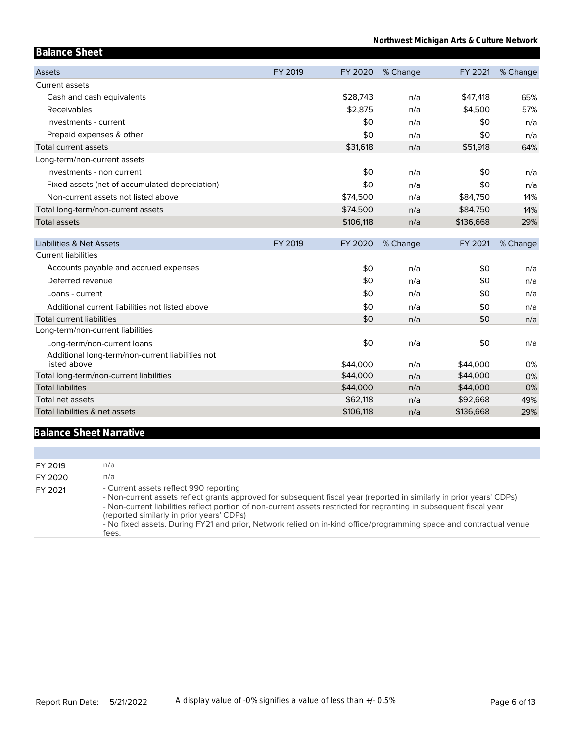## Balance Sheet

| Assets | FY 2019 | FY 2020 | % Change | FY 2021 | % Change |
|---|---|---|---|---|---|
| Current assets | | | | | |
| Cash and cash equivalents | | $28,743 | n/a | $47,418 | 65% |
| Receivables | | $2,875 | n/a | $4,500 | 57% |
| Investments - current | | $0 | n/a | $0 | n/a |
| Prepaid expenses & other | | $0 | n/a | $0 | n/a |
| Total current assets | | $31,618 | n/a | $51,918 | 64% |
| Long-term/non-current assets | | | | | |
| Investments - non current | | $0 | n/a | $0 | n/a |
| Fixed assets (net of accumulated depreciation) | | $0 | n/a | $0 | n/a |
| Non-current assets not listed above | | $74,500 | n/a | $84,750 | 14% |
| Total long-term/non-current assets | | $74,500 | n/a | $84,750 | 14% |
| Total assets | | $106,118 | n/a | $136,668 | 29% |

| Liabilities & Net Assets | FY 2019 | FY 2020 | % Change | FY 2021 | % Change |
|---|---|---|---|---|---|
| Current liabilities | | | | | |
| Accounts payable and accrued expenses | | $0 | n/a | $0 | n/a |
| Deferred revenue | | $0 | n/a | $0 | n/a |
| Loans - current | | $0 | n/a | $0 | n/a |
| Additional current liabilities not listed above | | $0 | n/a | $0 | n/a |
| Total current liabilities | | $0 | n/a | $0 | n/a |
| Long-term/non-current liabilities | | | | | |
| Long-term/non-current loans | | $0 | n/a | $0 | n/a |
| Additional long-term/non-current liabilities not listed above | | $44,000 | n/a | $44,000 | 0% |
| Total long-term/non-current liabilities | | $44,000 | n/a | $44,000 | 0% |
| Total liabilites | | $44,000 | n/a | $44,000 | 0% |
| Total net assets | | $62,118 | n/a | $92,668 | 49% |
| Total liabilities & net assets | | $106,118 | n/a | $136,668 | 29% |

## Balance Sheet Narrative

| | |
|---|---|
| FY 2019 | n/a |
| FY 2020 | n/a |
| FY 2021 | - Current assets reflect 990 reporting<br>- Non-current assets reflect grants approved for subsequent fiscal year (reported in similarly in prior years' CDPs)<br>- Non-current liabilities reflect portion of non-current assets restricted for regranting in subsequent fiscal year (reported similarly in prior years' CDPs)<br>- No fixed assets. During FY21 and prior, Network relied on in-kind office/programming space and contractual venue fees. |

Report Run Date: 5/21/2022

A display value of -0% signifies a value of less than +/- 0.5%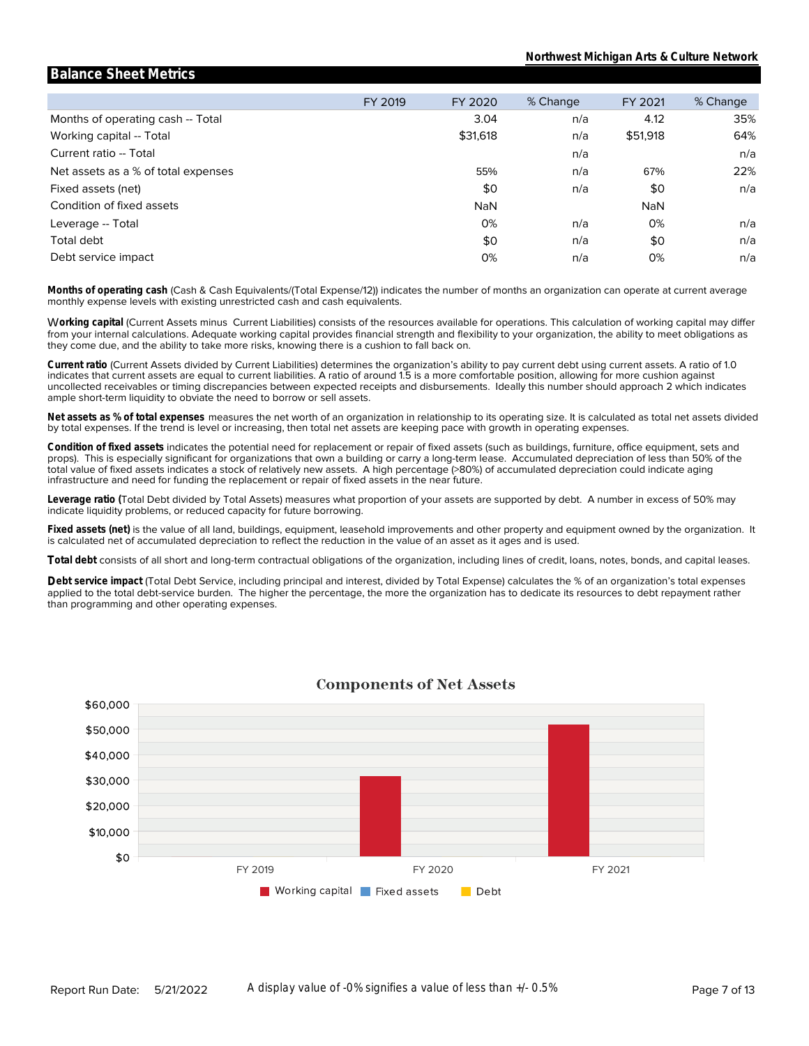## Balance Sheet Metrics

| | FY 2019 | FY 2020 | % Change | FY 2021 | % Change |
|---|---|---|---|---|---|
| Months of operating cash -- Total | | 3.04 | n/a | 4.12 | 35% |
| Working capital -- Total | | $31,618 | n/a | $51,918 | 64% |
| Current ratio -- Total | | | n/a | | n/a |
| Net assets as a % of total expenses | | 55% | n/a | 67% | 22% |
| Fixed assets (net) | | $0 | n/a | $0 | n/a |
| Condition of fixed assets | | NaN | | NaN | |
| Leverage -- Total | | 0% | n/a | 0% | n/a |
| Total debt | | $0 | n/a | $0 | n/a |
| Debt service impact | | 0% | n/a | 0% | n/a |

**Months of operating cash** (Cash & Cash Equivalents/(Total Expense/12)) indicates the number of months an organization can operate at current average monthly expense levels with existing unrestricted cash and cash equivalents.

**Working capital** (Current Assets minus Current Liabilities) consists of the resources available for operations. This calculation of working capital may differ from your internal calculations. Adequate working capital provides financial strength and flexibility to your organization, the ability to meet obligations as they come due, and the ability to take more risks, knowing there is a cushion to fall back on.

**Current ratio** (Current Assets divided by Current Liabilities) determines the organization's ability to pay current debt using current assets. A ratio of 1.0 indicates that current assets are equal to current liabilities. A ratio of around 1.5 is a more comfortable position, allowing for more cushion against uncollected receivables or timing discrepancies between expected receipts and disbursements. Ideally this number should approach 2 which indicates ample short-term liquidity to obviate the need to borrow or sell assets.

**Net assets as % of total expenses** measures the net worth of an organization in relationship to its operating size. It is calculated as total net assets divided by total expenses. If the trend is level or increasing, then total net assets are keeping pace with growth in operating expenses.

**Condition of fixed assets** indicates the potential need for replacement or repair of fixed assets (such as buildings, furniture, office equipment, sets and props). This is especially significant for organizations that own a building or carry a long-term lease. Accumulated depreciation of less than 50% of the total value of fixed assets indicates a stock of relatively new assets. A high percentage (>80%) of accumulated depreciation could indicate aging infrastructure and need for funding the replacement or repair of fixed assets in the near future.

**Leverage ratio (**Total Debt divided by Total Assets) measures what proportion of your assets are supported by debt. A number in excess of 50% may indicate liquidity problems, or reduced capacity for future borrowing.

**Fixed assets (net)** is the value of all land, buildings, equipment, leasehold improvements and other property and equipment owned by the organization. It is calculated net of accumulated depreciation to reflect the reduction in the value of an asset as it ages and is used.

**Total debt** consists of all short and long-term contractual obligations of the organization, including lines of credit, loans, notes, bonds, and capital leases.

**Debt service impact** (Total Debt Service, including principal and interest, divided by Total Expense) calculates the % of an organization's total expenses applied to the total debt-service burden. The higher the percentage, the more the organization has to dedicate its resources to debt repayment rather than programming and other operating expenses.

**Components of Net Assets**

$60,000
$50,000
$40,000
$30,000
$20,000
$10,000
$0

FY 2019
FY 2020
FY 2021

Working capital
Fixed assets
Debt

Report Run Date: 5/21/2022

A display value of -0% signifies a value of less than +/- 0.5%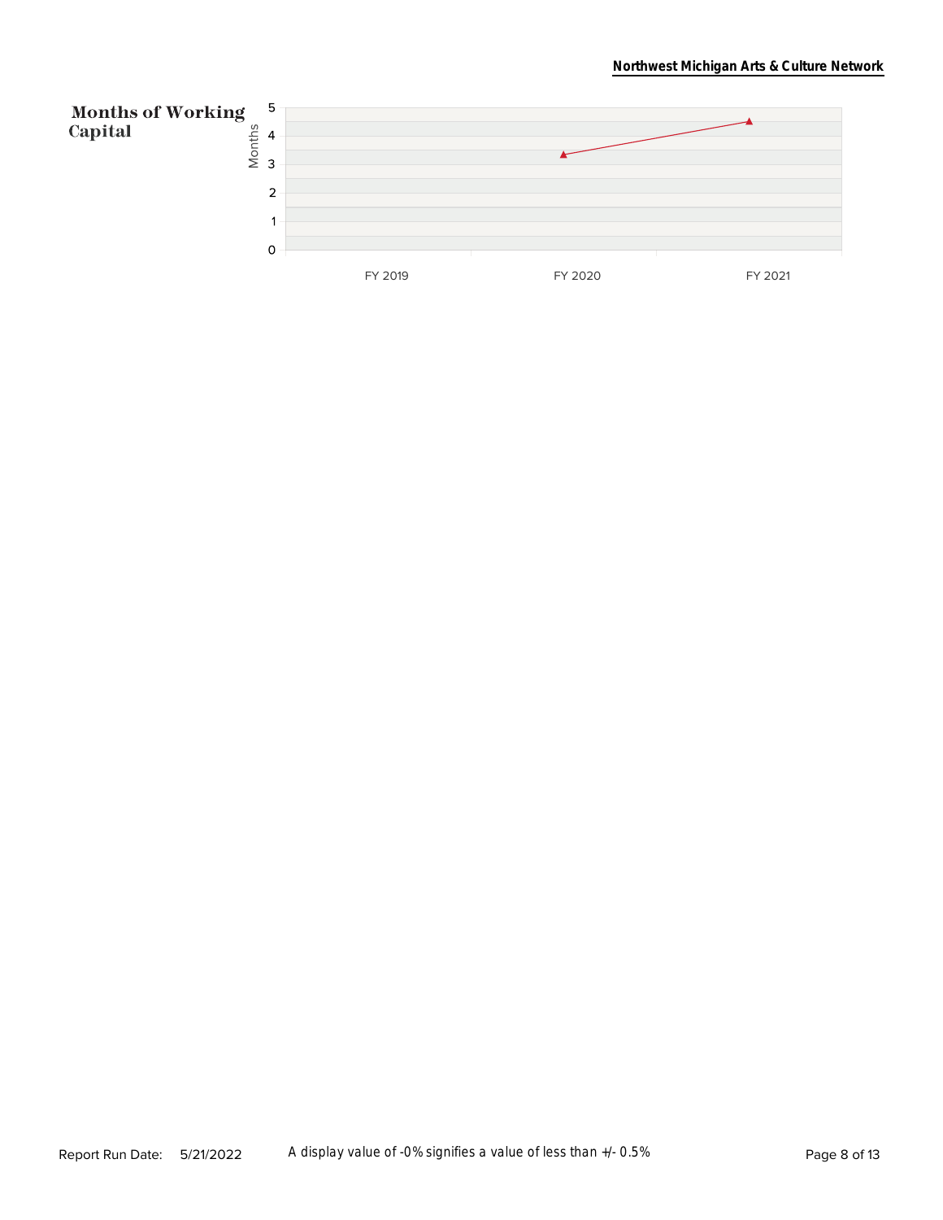## Months of Working Capital

Months

5
4
3
2
1
0

FY 2019
FY 2020
FY 2021

A display value of -0% signifies a value of less than +/- 0.5%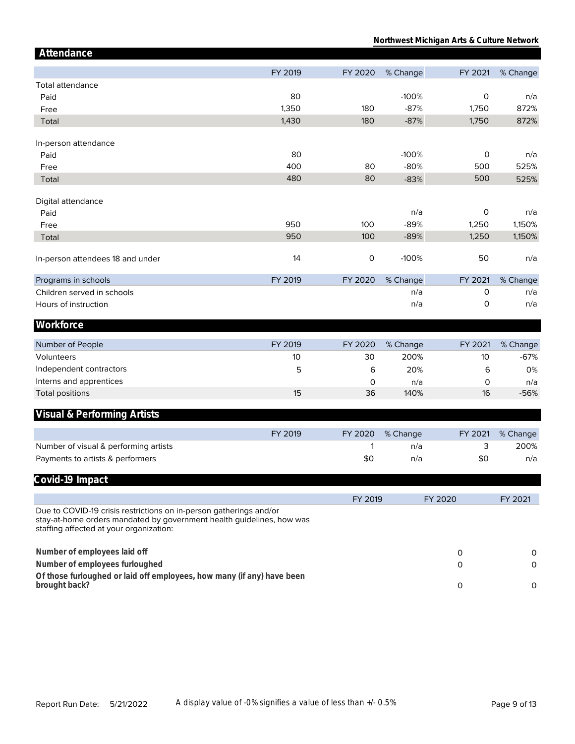## Attendance

| | FY 2019 | FY 2020 | % Change | FY 2021 | % Change |
|---|---|---|---|---|---|
| Total attendance | | | | | |
| Paid | 80 | | -100% | 0 | n/a |
| Free | 1,350 | 180 | -87% | 1,750 | 872% |
| Total | 1,430 | 180 | -87% | 1,750 | 872% |
| | | | | | |
| In-person attendance | | | | | |
| Paid | 80 | | -100% | 0 | n/a |
| Free | 400 | 80 | -80% | 500 | 525% |
| Total | 480 | 80 | -83% | 500 | 525% |
| | | | | | |
| Digital attendance | | | | | |
| Paid | | | n/a | 0 | n/a |
| Free | 950 | 100 | -89% | 1,250 | 1,150% |
| Total | 950 | 100 | -89% | 1,250 | 1,150% |
| | | | | | |
| In-person attendees 18 and under | 14 | 0 | -100% | 50 | n/a |

| Programs in schools | FY 2019 | FY 2020 | % Change | FY 2021 | % Change |
|---|---|---|---|---|---|
| Children served in schools | | | n/a | 0 | n/a |
| Hours of instruction | | | n/a | 0 | n/a |

## Workforce

| Number of People | FY 2019 | FY 2020 | % Change | FY 2021 | % Change |
|---|---|---|---|---|---|
| Volunteers | 10 | 30 | 200% | 10 | -67% |
| Independent contractors | 5 | 6 | 20% | 6 | 0% |
| Interns and apprentices | | 0 | n/a | 0 | n/a |
| Total positions | 15 | 36 | 140% | 16 | -56% |

## Visual & Performing Artists

| | FY 2019 | FY 2020 | % Change | FY 2021 | % Change |
|---|---|---|---|---|---|
| Number of visual & performing artists | | 1 | n/a | 3 | 200% |
| Payments to artists & performers | | $0 | n/a | $0 | n/a |

## Covid-19 Impact

| | FY 2019 | FY 2020 | FY 2021 |
|---|---|---|---|
| Due to COVID-19 crisis restrictions on in-person gatherings and/or stay-at-home orders mandated by government health guidelines, how was staffing affected at your organization: | | | |
| **Number of employees laid off** | | 0 | 0 |
| **Number of employees furloughed** | | 0 | 0 |
| **Of those furloughed or laid off employees, how many (if any) have been brought back?** | | 0 | 0 |

Report Run Date: 5/21/2022 A display value of -0% signifies a value of less than +/- 0.5%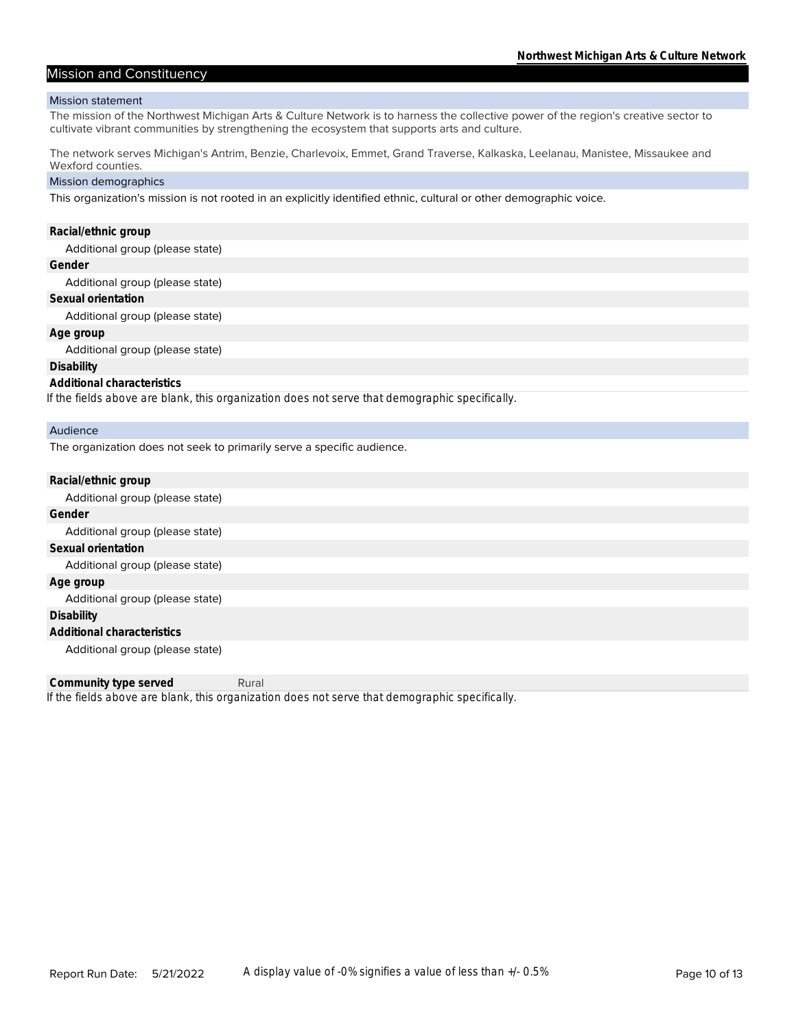## Mission and Constituency

### Mission statement

The mission of the Northwest Michigan Arts & Culture Network is to harness the collective power of the region's creative sector to cultivate vibrant communities by strengthening the ecosystem that supports arts and culture.

The network serves Michigan's Antrim, Benzie, Charlevoix, Emmet, Grand Traverse, Kalkaska, Leelanau, Manistee, Missaukee and Wexford counties.

### Mission demographics

This organization's mission is not rooted in an explicitly identified ethnic, cultural or other demographic voice.

**Racial/ethnic group**

Additional group (please state)

**Gender**

Additional group (please state)

**Sexual orientation**

Additional group (please state)

**Age group**

Additional group (please state)

**Disability**

**Additional characteristics**

*If the fields above are blank, this organization does not serve that demographic specifically.*

### Audience

The organization does not seek to primarily serve a specific audience.

**Racial/ethnic group**

Additional group (please state)

**Gender**

Additional group (please state)

**Sexual orientation**

Additional group (please state)

**Age group**

Additional group (please state)

**Disability**

**Additional characteristics**

Additional group (please state)

**Community type served** Rural

*If the fields above are blank, this organization does not serve that demographic specifically.*

Report Run Date: 5/21/2022

A display value of -0% signifies a value of less than +/- 0.5%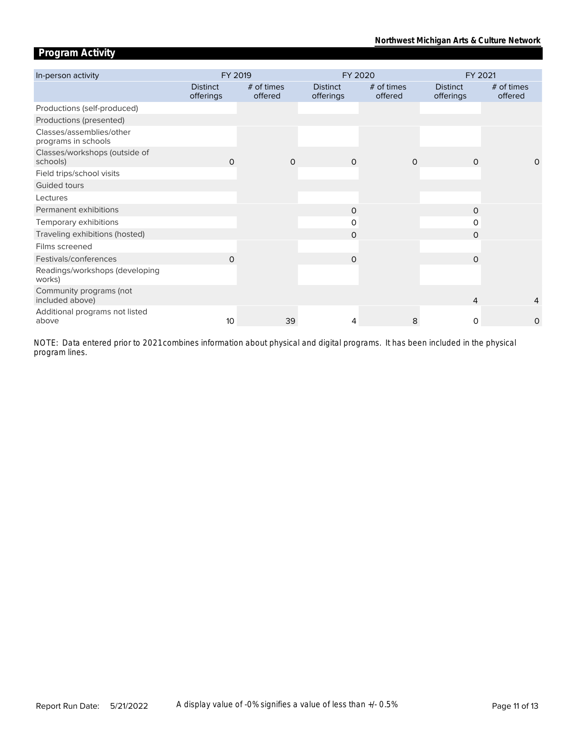## Program Activity

| In-person activity | FY 2019 | | FY 2020 | | FY 2021 | |
|---|---|---|---|---|---|---|
| | Distinct offerings | # of times offered | Distinct offerings | # of times offered | Distinct offerings | # of times offered |
| Productions (self-produced) | | | | | | |
| Productions (presented) | | | | | | |
| Classes/assemblies/other programs in schools | | | | | | |
| Classes/workshops (outside of schools) | 0 | 0 | 0 | 0 | 0 | 0 |
| Field trips/school visits | | | | | | |
| Guided tours | | | | | | |
| Lectures | | | | | | |
| Permanent exhibitions | | | 0 | | 0 | |
| Temporary exhibitions | | | 0 | | 0 | |
| Traveling exhibitions (hosted) | | | 0 | | 0 | |
| Films screened | | | | | | |
| Festivals/conferences | 0 | | 0 | | 0 | |
| Readings/workshops (developing works) | | | | | | |
| Community programs (not included above) | | | | | 4 | 4 |
| Additional programs not listed above | 10 | 39 | 4 | 8 | 0 | 0 |

NOTE: Data entered prior to 2021 combines information about physical and digital programs. It has been included in the physical program lines.

Report Run Date: 5/21/2022

A display value of -0% signifies a value of less than +/- 0.5%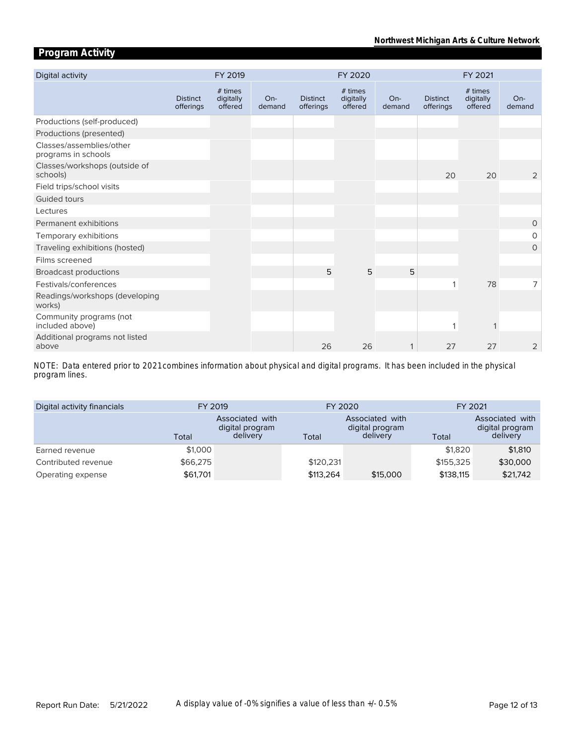## Program Activity

| Digital activity | FY 2019 | | | FY 2020 | | | FY 2021 | | |
|---|---|---|---|---|---|---|---|---|---|
| | Distinct offerings | # times digitally offered | On-demand | Distinct offerings | # times digitally offered | On-demand | Distinct offerings | # times digitally offered | On-demand |
| Productions (self-produced) | | | | | | | | | |
| Productions (presented) | | | | | | | | | |
| Classes/assemblies/other programs in schools | | | | | | | | | |
| Classes/workshops (outside of schools) | | | | | | | 20 | 20 | 2 |
| Field trips/school visits | | | | | | | | | |
| Guided tours | | | | | | | | | |
| Lectures | | | | | | | | | |
| Permanent exhibitions | | | | | | | | | 0 |
| Temporary exhibitions | | | | | | | | | 0 |
| Traveling exhibitions (hosted) | | | | | | | | | 0 |
| Films screened | | | | | | | | | |
| Broadcast productions | | | | 5 | 5 | 5 | | | |
| Festivals/conferences | | | | | | | 1 | 78 | 7 |
| Readings/workshops (developing works) | | | | | | | | | |
| Community programs (not included above) | | | | | | | 1 | 1 | |
| Additional programs not listed above | | | | 26 | 26 | 1 | 27 | 27 | 2 |

NOTE: Data entered prior to 2021 combines information about physical and digital programs. It has been included in the physical program lines.

| Digital activity financials | FY 2019 | | FY 2020 | | FY 2021 | |
|---|---|---|---|---|---|---|
| | Total | Associated with digital program delivery | Total | Associated with digital program delivery | Total | Associated with digital program delivery |
| Earned revenue | $1,000 | | | | $1,820 | $1,810 |
| Contributed revenue | $66,275 | | $120,231 | | $155,325 | $30,000 |
| Operating expense | $61,701 | | $113,264 | $15,000 | $138,115 | $21,742 |

Report Run Date: 5/21/2022

A display value of -0% signifies a value of less than +/- 0.5%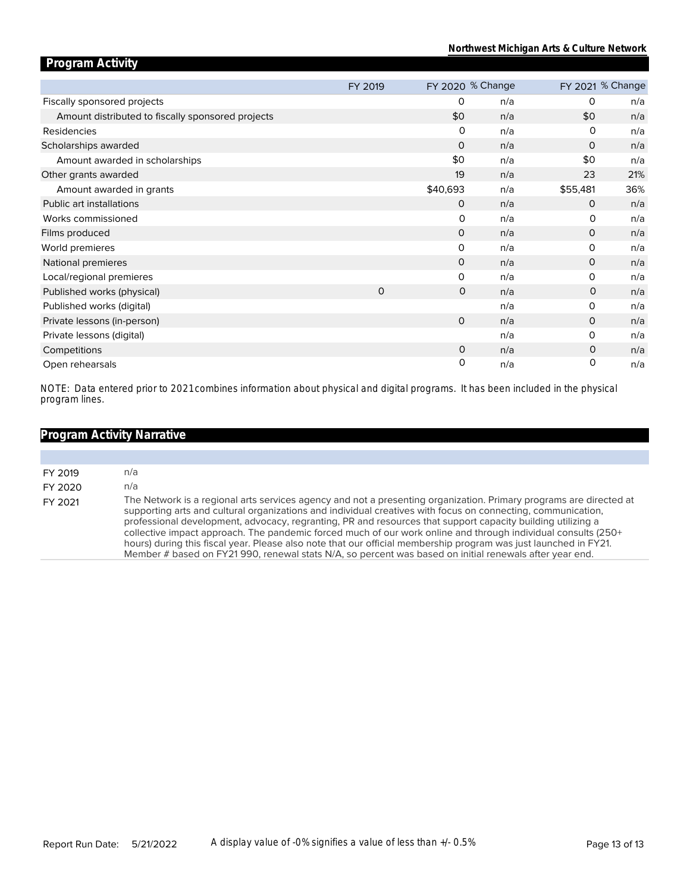## Program Activity

| | FY 2019 | FY 2020 | % Change | FY 2021 | % Change |
|---|---|---|---|---|---|
| Fiscally sponsored projects | | 0 | n/a | 0 | n/a |
| Amount distributed to fiscally sponsored projects | | $0 | n/a | $0 | n/a |
| Residencies | | 0 | n/a | 0 | n/a |
| Scholarships awarded | | 0 | n/a | 0 | n/a |
| Amount awarded in scholarships | | $0 | n/a | $0 | n/a |
| Other grants awarded | | 19 | n/a | 23 | 21% |
| Amount awarded in grants | | $40,693 | n/a | $55,481 | 36% |
| Public art installations | | 0 | n/a | 0 | n/a |
| Works commissioned | | 0 | n/a | 0 | n/a |
| Films produced | | 0 | n/a | 0 | n/a |
| World premieres | | 0 | n/a | 0 | n/a |
| National premieres | | 0 | n/a | 0 | n/a |
| Local/regional premieres | | 0 | n/a | 0 | n/a |
| Published works (physical) | 0 | 0 | n/a | 0 | n/a |
| Published works (digital) | | | n/a | 0 | n/a |
| Private lessons (in-person) | | 0 | n/a | 0 | n/a |
| Private lessons (digital) | | | n/a | 0 | n/a |
| Competitions | | 0 | n/a | 0 | n/a |
| Open rehearsals | | 0 | n/a | 0 | n/a |

NOTE: Data entered prior to 2021 combines information about physical and digital programs. It has been included in the physical program lines.

## Program Activity Narrative

| | |
|---|---|
| FY 2019 | n/a |
| FY 2020 | n/a |
| FY 2021 | The Network is a regional arts services agency and not a presenting organization. Primary programs are directed at supporting arts and cultural organizations and individual creatives with focus on connecting, communication, professional development, advocacy, regranting, PR and resources that support capacity building utilizing a collective impact approach. The pandemic forced much of our work online and through individual consults (250+ hours) during this fiscal year. Please also note that our official membership program was just launched in FY21. Member # based on FY21 990, renewal stats N/A, so percent was based on initial renewals after year end. |

Report Run Date: 5/21/2022

A display value of -0% signifies a value of less than +/- 0.5%